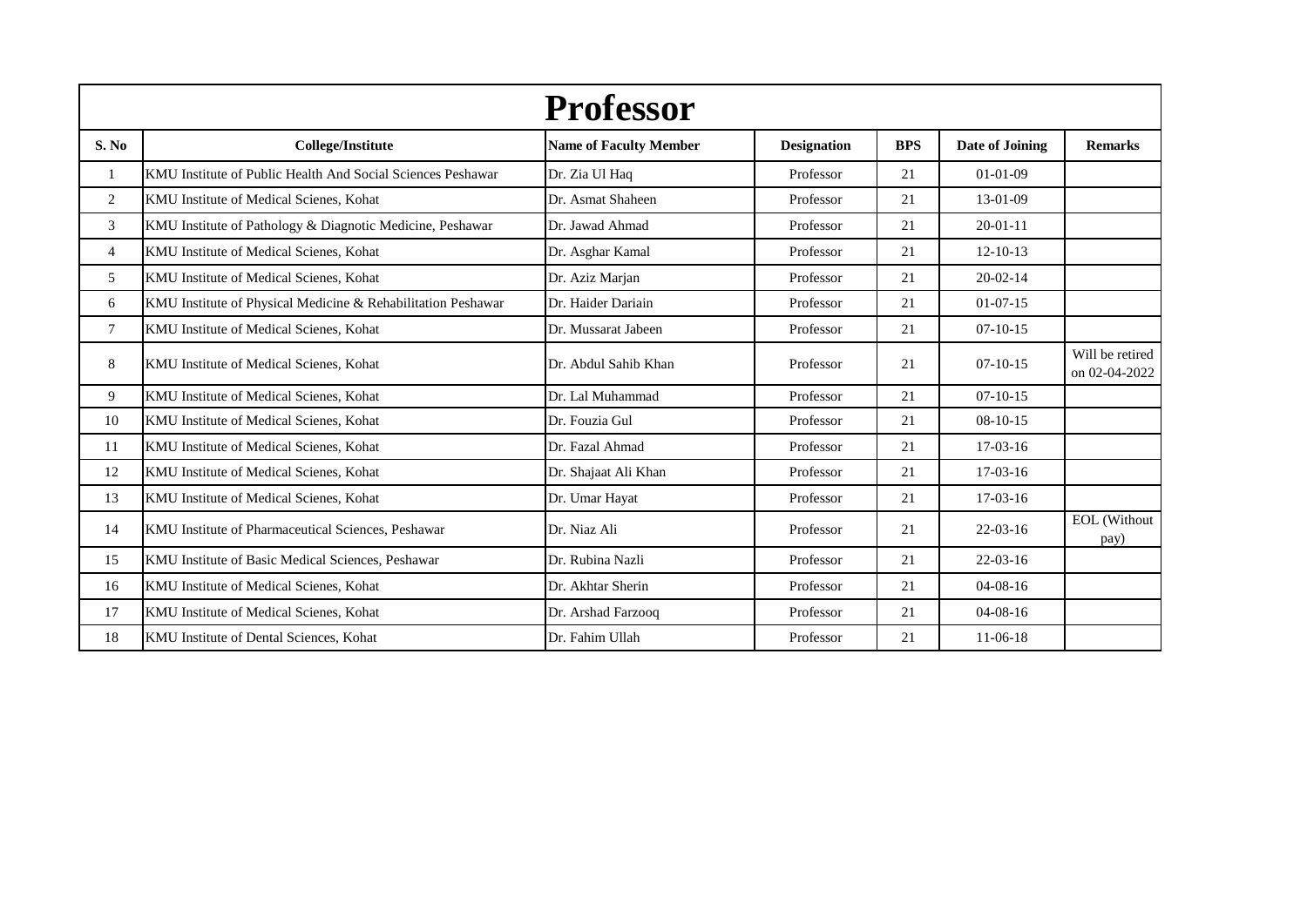# Professor

| S. No | College/Institute | Name of Faculty Member | Designation | BPS | Date of Joining | Remarks |
|---|---|---|---|---|---|---|
| 1 | KMU Institute of Public Health And Social Sciences Peshawar | Dr. Zia Ul Haq | Professor | 21 | 01-01-09 | |
| 2 | KMU Institute of Medical Scienes, Kohat | Dr. Asmat Shaheen | Professor | 21 | 13-01-09 | |
| 3 | KMU Institute of Pathology & Diagnotic Medicine, Peshawar | Dr. Jawad Ahmad | Professor | 21 | 20-01-11 | |
| 4 | KMU Institute of Medical Scienes, Kohat | Dr. Asghar Kamal | Professor | 21 | 12-10-13 | |
| 5 | KMU Institute of Medical Scienes, Kohat | Dr. Aziz Marjan | Professor | 21 | 20-02-14 | |
| 6 | KMU Institute of Physical Medicine & Rehabilitation Peshawar | Dr. Haider Dariain | Professor | 21 | 01-07-15 | |
| 7 | KMU Institute of Medical Scienes, Kohat | Dr. Mussarat Jabeen | Professor | 21 | 07-10-15 | |
| 8 | KMU Institute of Medical Scienes, Kohat | Dr. Abdul Sahib Khan | Professor | 21 | 07-10-15 | Will be retired on 02-04-2022 |
| 9 | KMU Institute of Medical Scienes, Kohat | Dr. Lal Muhammad | Professor | 21 | 07-10-15 | |
| 10 | KMU Institute of Medical Scienes, Kohat | Dr. Fouzia Gul | Professor | 21 | 08-10-15 | |
| 11 | KMU Institute of Medical Scienes, Kohat | Dr. Fazal Ahmad | Professor | 21 | 17-03-16 | |
| 12 | KMU Institute of Medical Scienes, Kohat | Dr. Shajaat Ali Khan | Professor | 21 | 17-03-16 | |
| 13 | KMU Institute of Medical Scienes, Kohat | Dr. Umar Hayat | Professor | 21 | 17-03-16 | |
| 14 | KMU Institute of Pharmaceutical Sciences, Peshawar | Dr. Niaz Ali | Professor | 21 | 22-03-16 | EOL (Without pay) |
| 15 | KMU Institute of Basic Medical Sciences, Peshawar | Dr. Rubina Nazli | Professor | 21 | 22-03-16 | |
| 16 | KMU Institute of Medical Scienes, Kohat | Dr. Akhtar Sherin | Professor | 21 | 04-08-16 | |
| 17 | KMU Institute of Medical Scienes, Kohat | Dr. Arshad Farzooq | Professor | 21 | 04-08-16 | |
| 18 | KMU Institute of Dental Sciences, Kohat | Dr. Fahim Ullah | Professor | 21 | 11-06-18 | |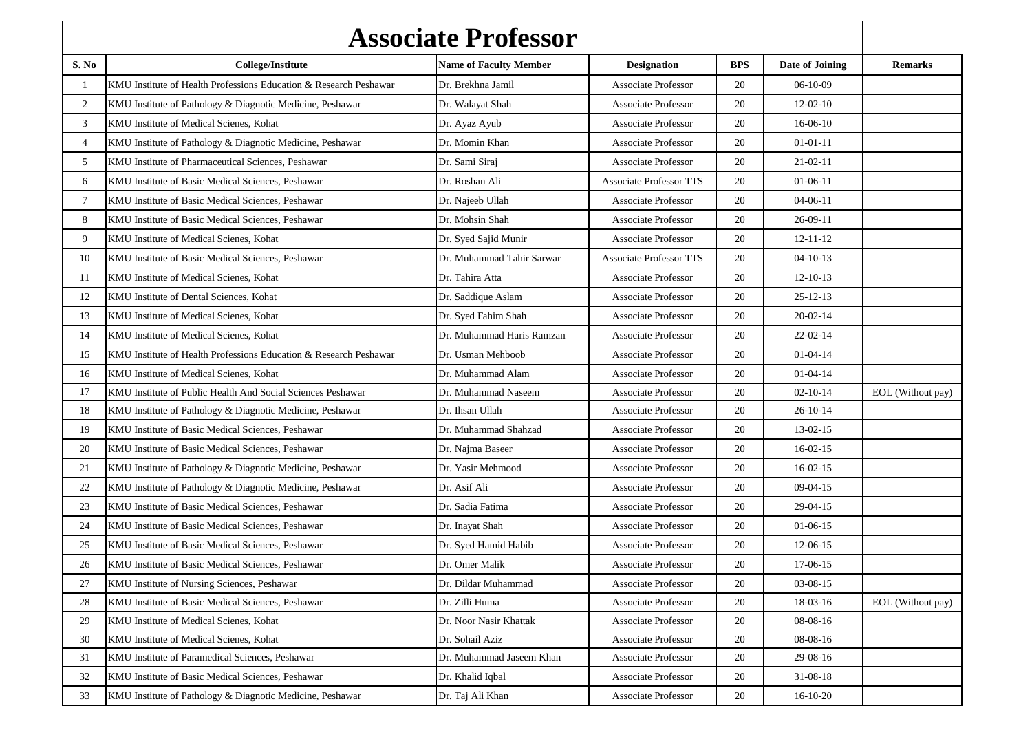# Associate Professor

| S. No | College/Institute | Name of Faculty Member | Designation | BPS | Date of Joining | Remarks |
|---|---|---|---|---|---|---|
| 1 | KMU Institute of Health Professions Education & Research Peshawar | Dr. Brekhna Jamil | Associate Professor | 20 | 06-10-09 | |
| 2 | KMU Institute of Pathology & Diagnotic Medicine, Peshawar | Dr. Walayat Shah | Associate Professor | 20 | 12-02-10 | |
| 3 | KMU Institute of Medical Scienes, Kohat | Dr. Ayaz Ayub | Associate Professor | 20 | 16-06-10 | |
| 4 | KMU Institute of Pathology & Diagnotic Medicine, Peshawar | Dr. Momin Khan | Associate Professor | 20 | 01-01-11 | |
| 5 | KMU Institute of Pharmaceutical Sciences, Peshawar | Dr. Sami Siraj | Associate Professor | 20 | 21-02-11 | |
| 6 | KMU Institute of Basic Medical Sciences, Peshawar | Dr. Roshan Ali | Associate Professor TTS | 20 | 01-06-11 | |
| 7 | KMU Institute of Basic Medical Sciences, Peshawar | Dr. Najeeb Ullah | Associate Professor | 20 | 04-06-11 | |
| 8 | KMU Institute of Basic Medical Sciences, Peshawar | Dr. Mohsin Shah | Associate Professor | 20 | 26-09-11 | |
| 9 | KMU Institute of Medical Scienes, Kohat | Dr. Syed Sajid Munir | Associate Professor | 20 | 12-11-12 | |
| 10 | KMU Institute of Basic Medical Sciences, Peshawar | Dr. Muhammad Tahir Sarwar | Associate Professor TTS | 20 | 04-10-13 | |
| 11 | KMU Institute of Medical Scienes, Kohat | Dr. Tahira Atta | Associate Professor | 20 | 12-10-13 | |
| 12 | KMU Institute of Dental Sciences, Kohat | Dr. Saddique Aslam | Associate Professor | 20 | 25-12-13 | |
| 13 | KMU Institute of Medical Scienes, Kohat | Dr. Syed Fahim Shah | Associate Professor | 20 | 20-02-14 | |
| 14 | KMU Institute of Medical Scienes, Kohat | Dr. Muhammad Haris Ramzan | Associate Professor | 20 | 22-02-14 | |
| 15 | KMU Institute of Health Professions Education & Research Peshawar | Dr. Usman Mehboob | Associate Professor | 20 | 01-04-14 | |
| 16 | KMU Institute of Medical Scienes, Kohat | Dr. Muhammad Alam | Associate Professor | 20 | 01-04-14 | |
| 17 | KMU Institute of Public Health And Social Sciences Peshawar | Dr. Muhammad Naseem | Associate Professor | 20 | 02-10-14 | EOL (Without pay) |
| 18 | KMU Institute of Pathology & Diagnotic Medicine, Peshawar | Dr. Ihsan Ullah | Associate Professor | 20 | 26-10-14 | |
| 19 | KMU Institute of Basic Medical Sciences, Peshawar | Dr. Muhammad Shahzad | Associate Professor | 20 | 13-02-15 | |
| 20 | KMU Institute of Basic Medical Sciences, Peshawar | Dr. Najma Baseer | Associate Professor | 20 | 16-02-15 | |
| 21 | KMU Institute of Pathology & Diagnotic Medicine, Peshawar | Dr. Yasir Mehmood | Associate Professor | 20 | 16-02-15 | |
| 22 | KMU Institute of Pathology & Diagnotic Medicine, Peshawar | Dr. Asif Ali | Associate Professor | 20 | 09-04-15 | |
| 23 | KMU Institute of Basic Medical Sciences, Peshawar | Dr. Sadia Fatima | Associate Professor | 20 | 29-04-15 | |
| 24 | KMU Institute of Basic Medical Sciences, Peshawar | Dr. Inayat Shah | Associate Professor | 20 | 01-06-15 | |
| 25 | KMU Institute of Basic Medical Sciences, Peshawar | Dr. Syed Hamid Habib | Associate Professor | 20 | 12-06-15 | |
| 26 | KMU Institute of Basic Medical Sciences, Peshawar | Dr. Omer Malik | Associate Professor | 20 | 17-06-15 | |
| 27 | KMU Institute of Nursing Sciences, Peshawar | Dr. Dildar Muhammad | Associate Professor | 20 | 03-08-15 | |
| 28 | KMU Institute of Basic Medical Sciences, Peshawar | Dr. Zilli Huma | Associate Professor | 20 | 18-03-16 | EOL (Without pay) |
| 29 | KMU Institute of Medical Scienes, Kohat | Dr. Noor Nasir Khattak | Associate Professor | 20 | 08-08-16 | |
| 30 | KMU Institute of Medical Scienes, Kohat | Dr. Sohail Aziz | Associate Professor | 20 | 08-08-16 | |
| 31 | KMU Institute of Paramedical Sciences, Peshawar | Dr. Muhammad Jaseem Khan | Associate Professor | 20 | 29-08-16 | |
| 32 | KMU Institute of Basic Medical Sciences, Peshawar | Dr. Khalid Iqbal | Associate Professor | 20 | 31-08-18 | |
| 33 | KMU Institute of Pathology & Diagnotic Medicine, Peshawar | Dr. Taj Ali Khan | Associate Professor | 20 | 16-10-20 | |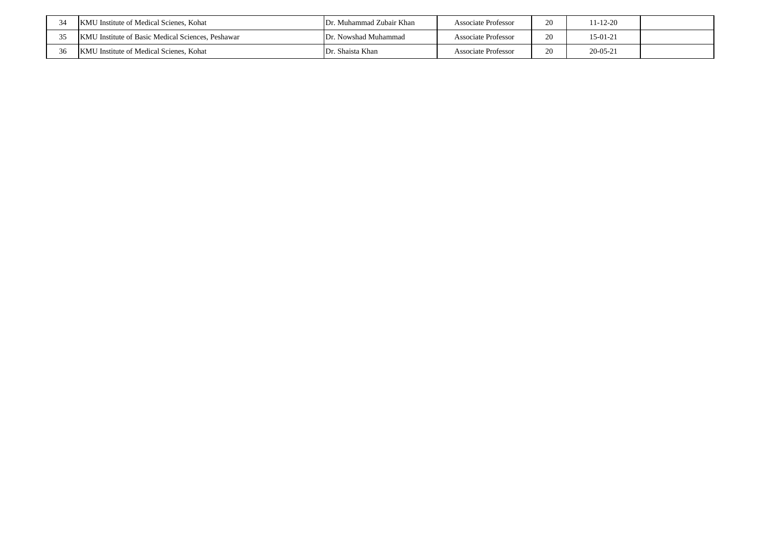| | | | | | | |
|---|---|---|---|---|---|---|
| 34 | KMU Institute of Medical Scienes, Kohat | Dr. Muhammad Zubair Khan | Associate Professor | 20 | 11-12-20 | |
| 35 | KMU Institute of Basic Medical Sciences, Peshawar | Dr. Nowshad Muhammad | Associate Professor | 20 | 15-01-21 | |
| 36 | KMU Institute of Medical Scienes, Kohat | Dr. Shaista Khan | Associate Professor | 20 | 20-05-21 | |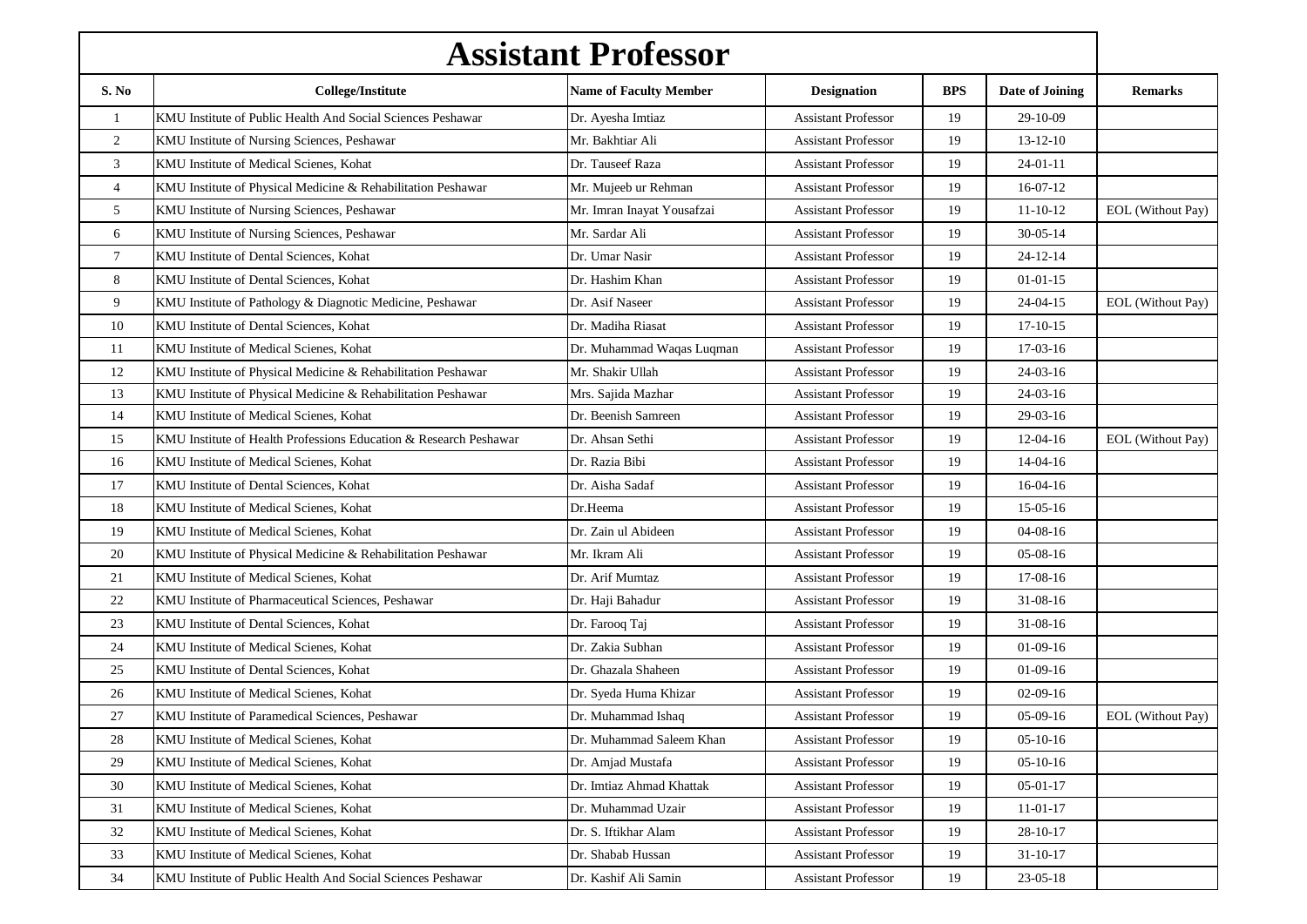# Assistant Professor

| S. No | College/Institute | Name of Faculty Member | Designation | BPS | Date of Joining | Remarks |
|---|---|---|---|---|---|---|
| 1 | KMU Institute of Public Health And Social Sciences Peshawar | Dr. Ayesha Imtiaz | Assistant Professor | 19 | 29-10-09 | |
| 2 | KMU Institute of Nursing Sciences, Peshawar | Mr. Bakhtiar Ali | Assistant Professor | 19 | 13-12-10 | |
| 3 | KMU Institute of Medical Scienes, Kohat | Dr. Tauseef Raza | Assistant Professor | 19 | 24-01-11 | |
| 4 | KMU Institute of Physical Medicine & Rehabilitation Peshawar | Mr. Mujeeb ur Rehman | Assistant Professor | 19 | 16-07-12 | |
| 5 | KMU Institute of Nursing Sciences, Peshawar | Mr. Imran Inayat Yousafzai | Assistant Professor | 19 | 11-10-12 | EOL (Without Pay) |
| 6 | KMU Institute of Nursing Sciences, Peshawar | Mr. Sardar Ali | Assistant Professor | 19 | 30-05-14 | |
| 7 | KMU Institute of Dental Sciences, Kohat | Dr. Umar Nasir | Assistant Professor | 19 | 24-12-14 | |
| 8 | KMU Institute of Dental Sciences, Kohat | Dr. Hashim Khan | Assistant Professor | 19 | 01-01-15 | |
| 9 | KMU Institute of Pathology & Diagnotic Medicine, Peshawar | Dr. Asif Naseer | Assistant Professor | 19 | 24-04-15 | EOL (Without Pay) |
| 10 | KMU Institute of Dental Sciences, Kohat | Dr. Madiha Riasat | Assistant Professor | 19 | 17-10-15 | |
| 11 | KMU Institute of Medical Scienes, Kohat | Dr. Muhammad Waqas Luqman | Assistant Professor | 19 | 17-03-16 | |
| 12 | KMU Institute of Physical Medicine & Rehabilitation Peshawar | Mr. Shakir Ullah | Assistant Professor | 19 | 24-03-16 | |
| 13 | KMU Institute of Physical Medicine & Rehabilitation Peshawar | Mrs. Sajida Mazhar | Assistant Professor | 19 | 24-03-16 | |
| 14 | KMU Institute of Medical Scienes, Kohat | Dr. Beenish Samreen | Assistant Professor | 19 | 29-03-16 | |
| 15 | KMU Institute of Health Professions Education & Research Peshawar | Dr. Ahsan Sethi | Assistant Professor | 19 | 12-04-16 | EOL (Without Pay) |
| 16 | KMU Institute of Medical Scienes, Kohat | Dr. Razia Bibi | Assistant Professor | 19 | 14-04-16 | |
| 17 | KMU Institute of Dental Sciences, Kohat | Dr. Aisha Sadaf | Assistant Professor | 19 | 16-04-16 | |
| 18 | KMU Institute of Medical Scienes, Kohat | Dr.Heema | Assistant Professor | 19 | 15-05-16 | |
| 19 | KMU Institute of Medical Scienes, Kohat | Dr. Zain ul Abideen | Assistant Professor | 19 | 04-08-16 | |
| 20 | KMU Institute of Physical Medicine & Rehabilitation Peshawar | Mr. Ikram Ali | Assistant Professor | 19 | 05-08-16 | |
| 21 | KMU Institute of Medical Scienes, Kohat | Dr. Arif Mumtaz | Assistant Professor | 19 | 17-08-16 | |
| 22 | KMU Institute of Pharmaceutical Sciences, Peshawar | Dr. Haji Bahadur | Assistant Professor | 19 | 31-08-16 | |
| 23 | KMU Institute of Dental Sciences, Kohat | Dr. Farooq Taj | Assistant Professor | 19 | 31-08-16 | |
| 24 | KMU Institute of Medical Scienes, Kohat | Dr. Zakia Subhan | Assistant Professor | 19 | 01-09-16 | |
| 25 | KMU Institute of Dental Sciences, Kohat | Dr. Ghazala Shaheen | Assistant Professor | 19 | 01-09-16 | |
| 26 | KMU Institute of Medical Scienes, Kohat | Dr. Syeda Huma Khizar | Assistant Professor | 19 | 02-09-16 | |
| 27 | KMU Institute of Paramedical Sciences, Peshawar | Dr. Muhammad Ishaq | Assistant Professor | 19 | 05-09-16 | EOL (Without Pay) |
| 28 | KMU Institute of Medical Scienes, Kohat | Dr. Muhammad Saleem Khan | Assistant Professor | 19 | 05-10-16 | |
| 29 | KMU Institute of Medical Scienes, Kohat | Dr. Amjad Mustafa | Assistant Professor | 19 | 05-10-16 | |
| 30 | KMU Institute of Medical Scienes, Kohat | Dr. Imtiaz Ahmad Khattak | Assistant Professor | 19 | 05-01-17 | |
| 31 | KMU Institute of Medical Scienes, Kohat | Dr. Muhammad Uzair | Assistant Professor | 19 | 11-01-17 | |
| 32 | KMU Institute of Medical Scienes, Kohat | Dr. S. Iftikhar Alam | Assistant Professor | 19 | 28-10-17 | |
| 33 | KMU Institute of Medical Scienes, Kohat | Dr. Shabab Hussan | Assistant Professor | 19 | 31-10-17 | |
| 34 | KMU Institute of Public Health And Social Sciences Peshawar | Dr. Kashif Ali Samin | Assistant Professor | 19 | 23-05-18 | |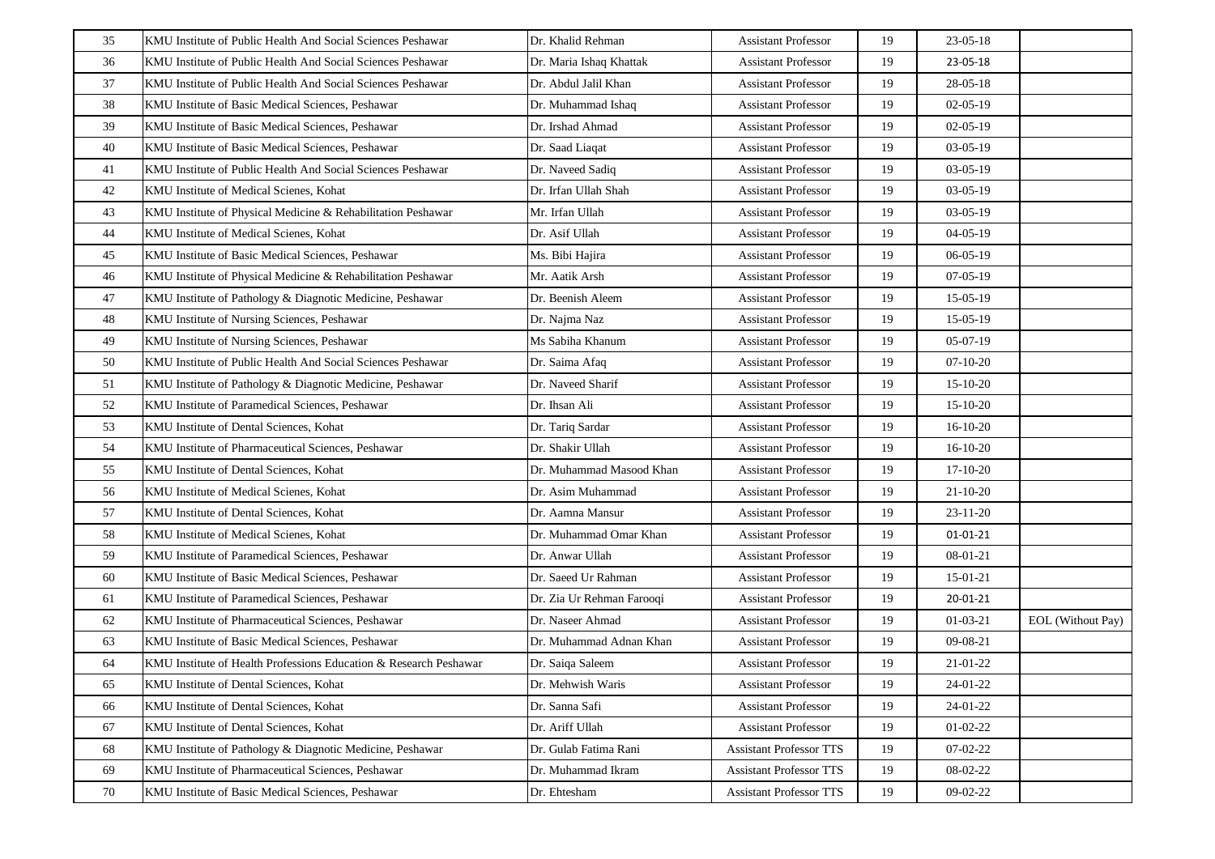| 35 | KMU Institute of Public Health And Social Sciences Peshawar | Dr. Khalid Rehman | Assistant Professor | 19 | 23-05-18 | |
|---|---|---|---|---|---|---|
| 36 | KMU Institute of Public Health And Social Sciences Peshawar | Dr. Maria Ishaq Khattak | Assistant Professor | 19 | 23-05-18 | |
| 37 | KMU Institute of Public Health And Social Sciences Peshawar | Dr. Abdul Jalil Khan | Assistant Professor | 19 | 28-05-18 | |
| 38 | KMU Institute of Basic Medical Sciences, Peshawar | Dr. Muhammad Ishaq | Assistant Professor | 19 | 02-05-19 | |
| 39 | KMU Institute of Basic Medical Sciences, Peshawar | Dr. Irshad Ahmad | Assistant Professor | 19 | 02-05-19 | |
| 40 | KMU Institute of Basic Medical Sciences, Peshawar | Dr. Saad Liaqat | Assistant Professor | 19 | 03-05-19 | |
| 41 | KMU Institute of Public Health And Social Sciences Peshawar | Dr. Naveed Sadiq | Assistant Professor | 19 | 03-05-19 | |
| 42 | KMU Institute of Medical Scienes, Kohat | Dr. Irfan Ullah Shah | Assistant Professor | 19 | 03-05-19 | |
| 43 | KMU Institute of Physical Medicine & Rehabilitation Peshawar | Mr. Irfan Ullah | Assistant Professor | 19 | 03-05-19 | |
| 44 | KMU Institute of Medical Scienes, Kohat | Dr. Asif Ullah | Assistant Professor | 19 | 04-05-19 | |
| 45 | KMU Institute of Basic Medical Sciences, Peshawar | Ms. Bibi Hajira | Assistant Professor | 19 | 06-05-19 | |
| 46 | KMU Institute of Physical Medicine & Rehabilitation Peshawar | Mr. Aatik Arsh | Assistant Professor | 19 | 07-05-19 | |
| 47 | KMU Institute of Pathology & Diagnotic Medicine, Peshawar | Dr. Beenish Aleem | Assistant Professor | 19 | 15-05-19 | |
| 48 | KMU Institute of Nursing Sciences, Peshawar | Dr. Najma Naz | Assistant Professor | 19 | 15-05-19 | |
| 49 | KMU Institute of Nursing Sciences, Peshawar | Ms Sabiha Khanum | Assistant Professor | 19 | 05-07-19 | |
| 50 | KMU Institute of Public Health And Social Sciences Peshawar | Dr. Saima Afaq | Assistant Professor | 19 | 07-10-20 | |
| 51 | KMU Institute of Pathology & Diagnotic Medicine, Peshawar | Dr. Naveed Sharif | Assistant Professor | 19 | 15-10-20 | |
| 52 | KMU Institute of Paramedical Sciences, Peshawar | Dr. Ihsan Ali | Assistant Professor | 19 | 15-10-20 | |
| 53 | KMU Institute of Dental Sciences, Kohat | Dr. Tariq Sardar | Assistant Professor | 19 | 16-10-20 | |
| 54 | KMU Institute of Pharmaceutical Sciences, Peshawar | Dr. Shakir Ullah | Assistant Professor | 19 | 16-10-20 | |
| 55 | KMU Institute of Dental Sciences, Kohat | Dr. Muhammad Masood Khan | Assistant Professor | 19 | 17-10-20 | |
| 56 | KMU Institute of Medical Scienes, Kohat | Dr. Asim Muhammad | Assistant Professor | 19 | 21-10-20 | |
| 57 | KMU Institute of Dental Sciences, Kohat | Dr. Aamna Mansur | Assistant Professor | 19 | 23-11-20 | |
| 58 | KMU Institute of Medical Scienes, Kohat | Dr. Muhammad Omar Khan | Assistant Professor | 19 | 01-01-21 | |
| 59 | KMU Institute of Paramedical Sciences, Peshawar | Dr. Anwar Ullah | Assistant Professor | 19 | 08-01-21 | |
| 60 | KMU Institute of Basic Medical Sciences, Peshawar | Dr. Saeed Ur Rahman | Assistant Professor | 19 | 15-01-21 | |
| 61 | KMU Institute of Paramedical Sciences, Peshawar | Dr. Zia Ur Rehman Farooqi | Assistant Professor | 19 | 20-01-21 | |
| 62 | KMU Institute of Pharmaceutical Sciences, Peshawar | Dr. Naseer Ahmad | Assistant Professor | 19 | 01-03-21 | EOL (Without Pay) |
| 63 | KMU Institute of Basic Medical Sciences, Peshawar | Dr. Muhammad Adnan Khan | Assistant Professor | 19 | 09-08-21 | |
| 64 | KMU Institute of Health Professions Education & Research Peshawar | Dr. Saiqa Saleem | Assistant Professor | 19 | 21-01-22 | |
| 65 | KMU Institute of Dental Sciences, Kohat | Dr. Mehwish Waris | Assistant Professor | 19 | 24-01-22 | |
| 66 | KMU Institute of Dental Sciences, Kohat | Dr. Sanna Safi | Assistant Professor | 19 | 24-01-22 | |
| 67 | KMU Institute of Dental Sciences, Kohat | Dr. Ariff Ullah | Assistant Professor | 19 | 01-02-22 | |
| 68 | KMU Institute of Pathology & Diagnotic Medicine, Peshawar | Dr. Gulab Fatima Rani | Assistant Professor TTS | 19 | 07-02-22 | |
| 69 | KMU Institute of Pharmaceutical Sciences, Peshawar | Dr. Muhammad Ikram | Assistant Professor TTS | 19 | 08-02-22 | |
| 70 | KMU Institute of Basic Medical Sciences, Peshawar | Dr. Ehtesham | Assistant Professor TTS | 19 | 09-02-22 | |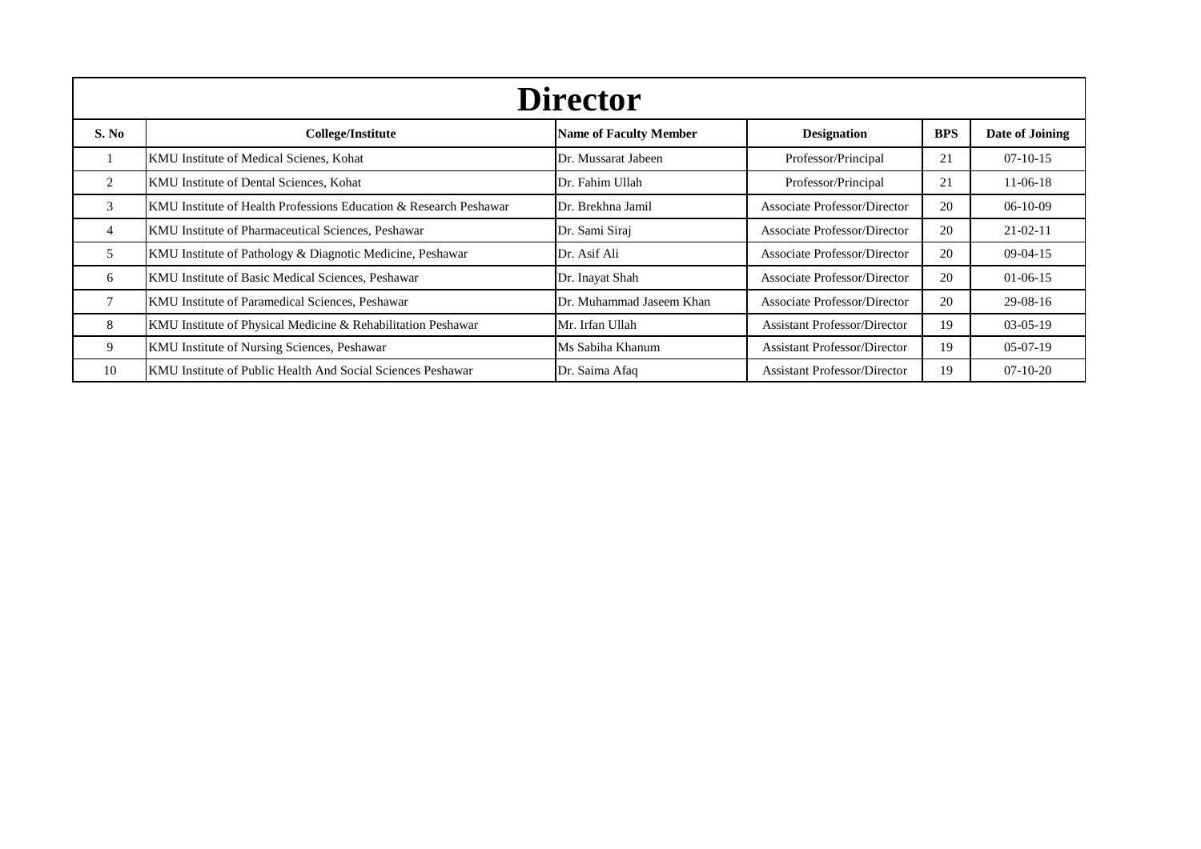# Director

| S. No | College/Institute | Name of Faculty Member | Designation | BPS | Date of Joining |
|---|---|---|---|---|---|
| 1 | KMU Institute of Medical Scienes, Kohat | Dr. Mussarat Jabeen | Professor/Principal | 21 | 07-10-15 |
| 2 | KMU Institute of Dental Sciences, Kohat | Dr. Fahim Ullah | Professor/Principal | 21 | 11-06-18 |
| 3 | KMU Institute of Health Professions Education & Research Peshawar | Dr. Brekhna Jamil | Associate Professor/Director | 20 | 06-10-09 |
| 4 | KMU Institute of Pharmaceutical Sciences, Peshawar | Dr. Sami Siraj | Associate Professor/Director | 20 | 21-02-11 |
| 5 | KMU Institute of Pathology & Diagnotic Medicine, Peshawar | Dr. Asif Ali | Associate Professor/Director | 20 | 09-04-15 |
| 6 | KMU Institute of Basic Medical Sciences, Peshawar | Dr. Inayat Shah | Associate Professor/Director | 20 | 01-06-15 |
| 7 | KMU Institute of Paramedical Sciences, Peshawar | Dr. Muhammad Jaseem Khan | Associate Professor/Director | 20 | 29-08-16 |
| 8 | KMU Institute of Physical Medicine & Rehabilitation Peshawar | Mr. Irfan Ullah | Assistant Professor/Director | 19 | 03-05-19 |
| 9 | KMU Institute of Nursing Sciences, Peshawar | Ms Sabiha Khanum | Assistant Professor/Director | 19 | 05-07-19 |
| 10 | KMU Institute of Public Health And Social Sciences Peshawar | Dr. Saima Afaq | Assistant Professor/Director | 19 | 07-10-20 |